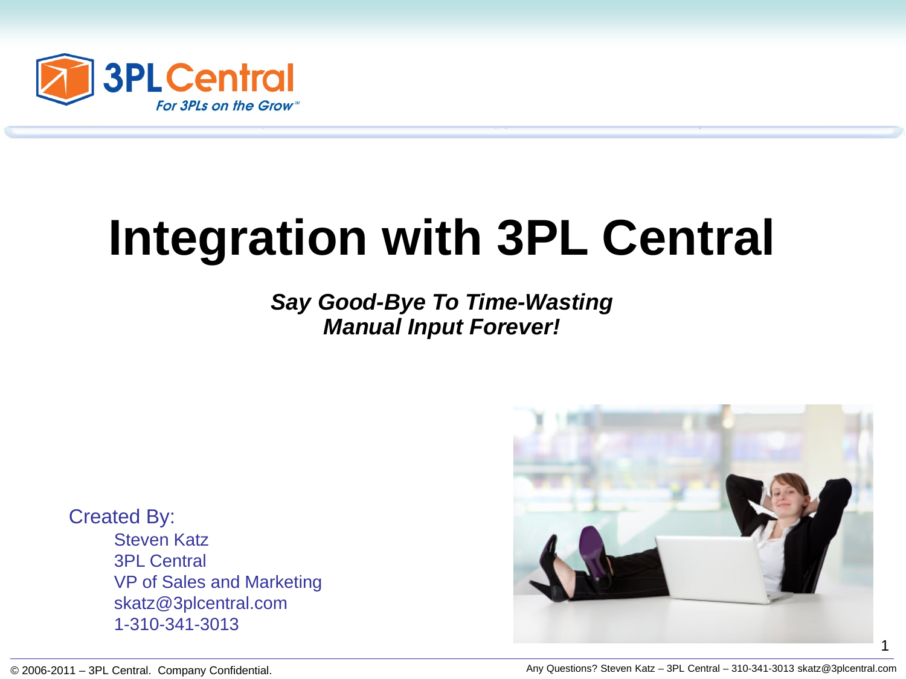# Integration with 3PL Central

***Say Good-Bye To Time-Wasting Manual Input Forever!***

Created By:

Steven Katz
3PL Central
VP of Sales and Marketing
skatz@3plcentral.com
1-310-341-3013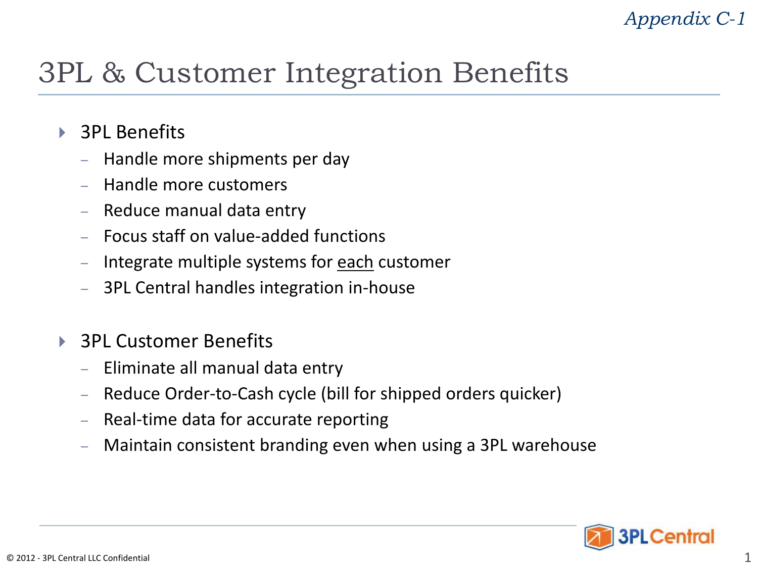*Appendix C-1*

# 3PL & Customer Integration Benefits

- 3PL Benefits
  - Handle more shipments per day
  - Handle more customers
  - Reduce manual data entry
  - Focus staff on value-added functions
  - Integrate multiple systems for <u>each</u> customer
  - 3PL Central handles integration in-house

- 3PL Customer Benefits
  - Eliminate all manual data entry
  - Reduce Order-to-Cash cycle (bill for shipped orders quicker)
  - Real-time data for accurate reporting
  - Maintain consistent branding even when using a 3PL warehouse

© 2012 - 3PL Central LLC Confidential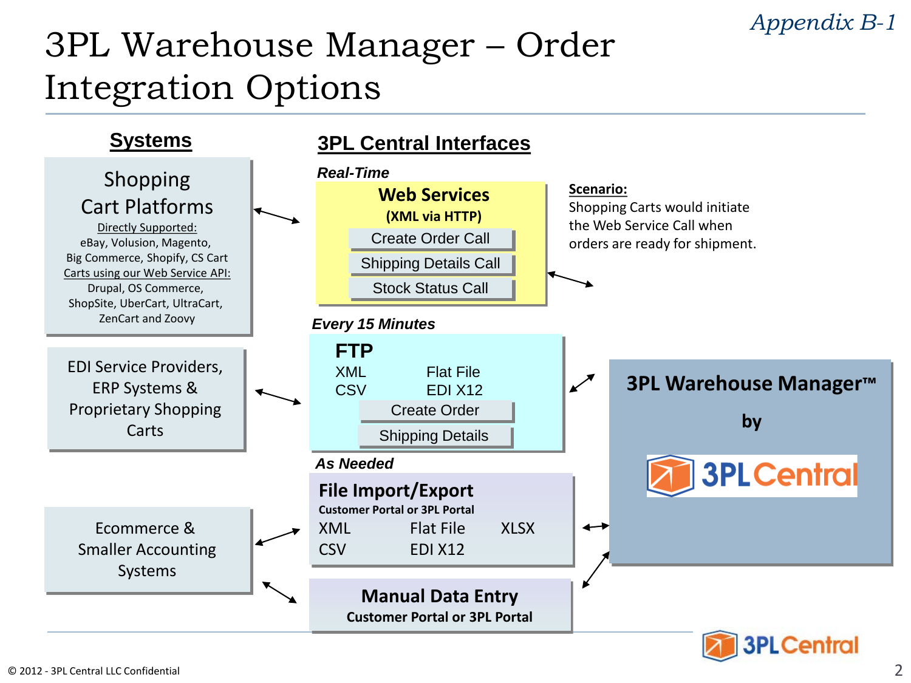*Appendix B-1*

# 3PL Warehouse Manager – Order Integration Options

## Systems

**Shopping Cart Platforms**

Directly Supported:
eBay, Volusion, Magento, Big Commerce, Shopify, CS Cart

Carts using our Web Service API:
Drupal, OS Commerce, ShopSite, UberCart, UltraCart, ZenCart and Zoovy

**EDI Service Providers, ERP Systems & Proprietary Shopping Carts**

**Ecommerce & Smaller Accounting Systems**

## 3PL Central Interfaces

***Real-Time***

**Web Services**
**(XML via HTTP)**

- Create Order Call
- Shipping Details Call
- Stock Status Call

**Scenario:**
Shopping Carts would initiate the Web Service Call when orders are ready for shipment.

***Every 15 Minutes***

**FTP**

XML, Flat File, CSV, EDI X12

- Create Order
- Shipping Details

***As Needed***

**File Import/Export**
**Customer Portal or 3PL Portal**

XML, Flat File, XLSX, CSV, EDI X12

**Manual Data Entry**
**Customer Portal or 3PL Portal**

**3PL Warehouse Manager™**

**by**

3PL Central

© 2012 - 3PL Central LLC Confidential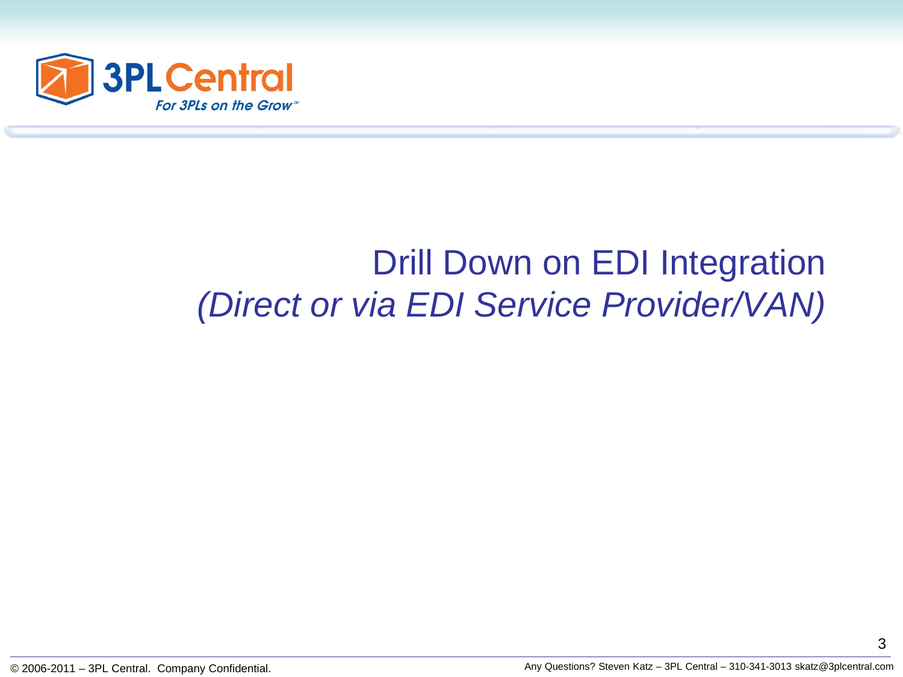# Drill Down on EDI Integration

*(Direct or via EDI Service Provider/VAN)*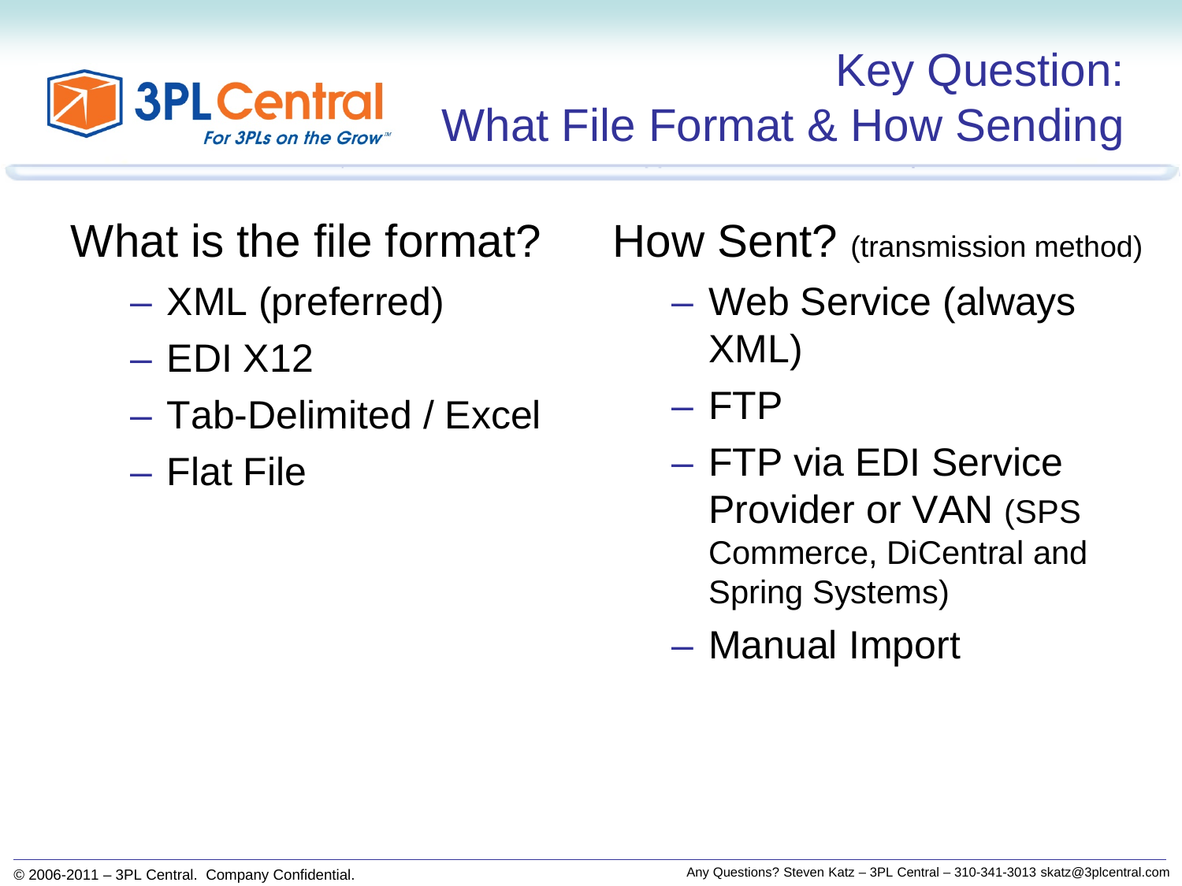# Key Question: What File Format & How Sending

## What is the file format?

- XML (preferred)
- EDI X12
- Tab-Delimited / Excel
- Flat File

## How Sent? (transmission method)

- Web Service (always XML)
- FTP
- FTP via EDI Service Provider or VAN (SPS Commerce, DiCentral and Spring Systems)
- Manual Import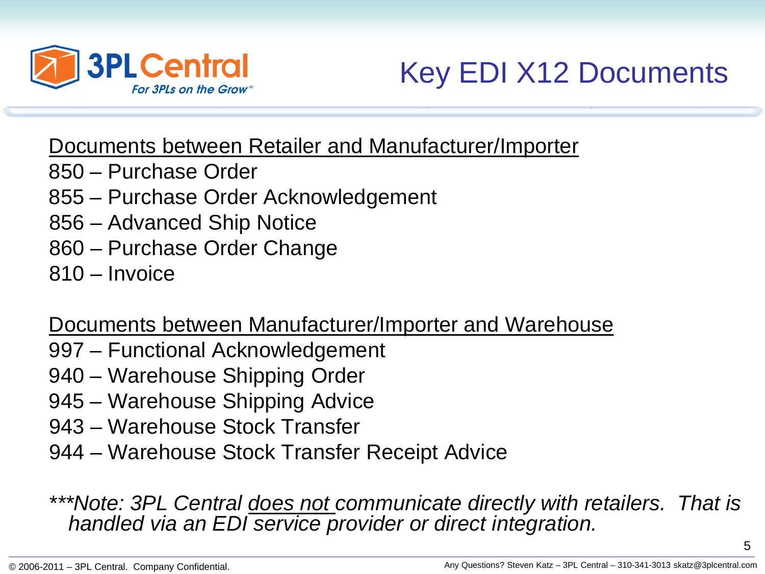# Key EDI X12 Documents

Documents between Retailer and Manufacturer/Importer

850 – Purchase Order
855 – Purchase Order Acknowledgement
856 – Advanced Ship Notice
860 – Purchase Order Change
810 – Invoice

Documents between Manufacturer/Importer and Warehouse

997 – Functional Acknowledgement
940 – Warehouse Shipping Order
945 – Warehouse Shipping Advice
943 – Warehouse Stock Transfer
944 – Warehouse Stock Transfer Receipt Advice

****Note: 3PL Central does not communicate directly with retailers. That is handled via an EDI service provider or direct integration.*

© 2006-2011 – 3PL Central. Company Confidential.

Any Questions? Steven Katz – 3PL Central – 310-341-3013 skatz@3plcentral.com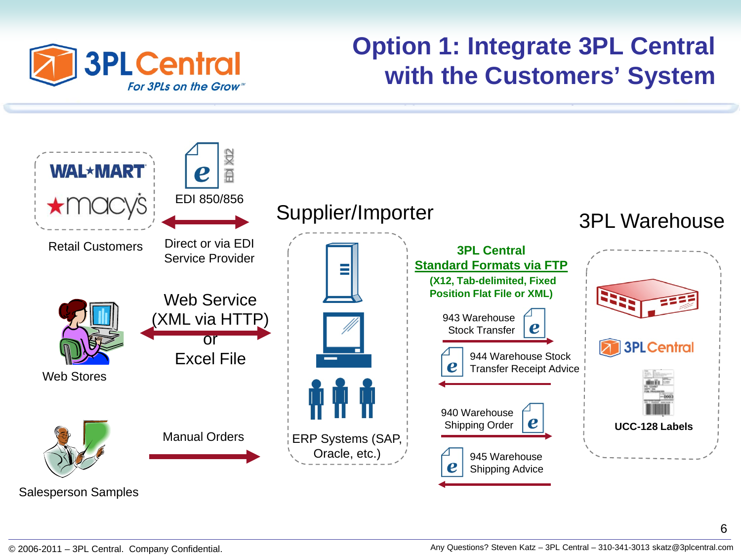# Option 1: Integrate 3PL Central with the Customers' System

WAL★MART

★macy's

Retail Customers

EDI X12

EDI 850/856

Direct or via EDI Service Provider

Web Stores

Web Service (XML via HTTP) or Excel File

Salesperson Samples

Manual Orders

## Supplier/Importer

ERP Systems (SAP, Oracle, etc.)

**3PL Central**

**Standard Formats via FTP**

**(X12, Tab-delimited, Fixed Position Flat File or XML)**

943 Warehouse Stock Transfer

944 Warehouse Stock Transfer Receipt Advice

940 Warehouse Shipping Order

945 Warehouse Shipping Advice

## 3PL Warehouse

3PLCentral

**UCC-128 Labels**

© 2006-2011 – 3PL Central. Company Confidential.

Any Questions? Steven Katz – 3PL Central – 310-341-3013 skatz@3plcentral.com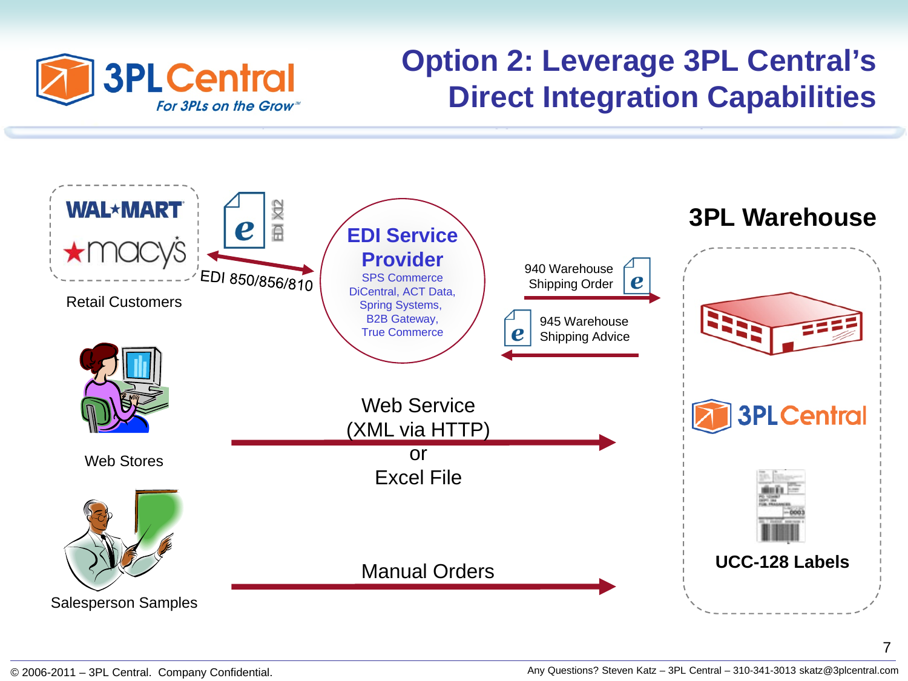# Option 2: Leverage 3PL Central's Direct Integration Capabilities

WAL★MART

★macy's

EDI X12

EDI 850/856/810

Retail Customers

**EDI Service Provider**

SPS Commerce
DiCentral, ACT Data,
Spring Systems,
B2B Gateway,
True Commerce

940 Warehouse Shipping Order

945 Warehouse Shipping Advice

**3PL Warehouse**

3PL Central

Web Stores

Web Service
(XML via HTTP)
or
Excel File

UCC-128 Labels

Salesperson Samples

Manual Orders

© 2006-2011 – 3PL Central. Company Confidential.

Any Questions? Steven Katz – 3PL Central – 310-341-3013 skatz@3plcentral.com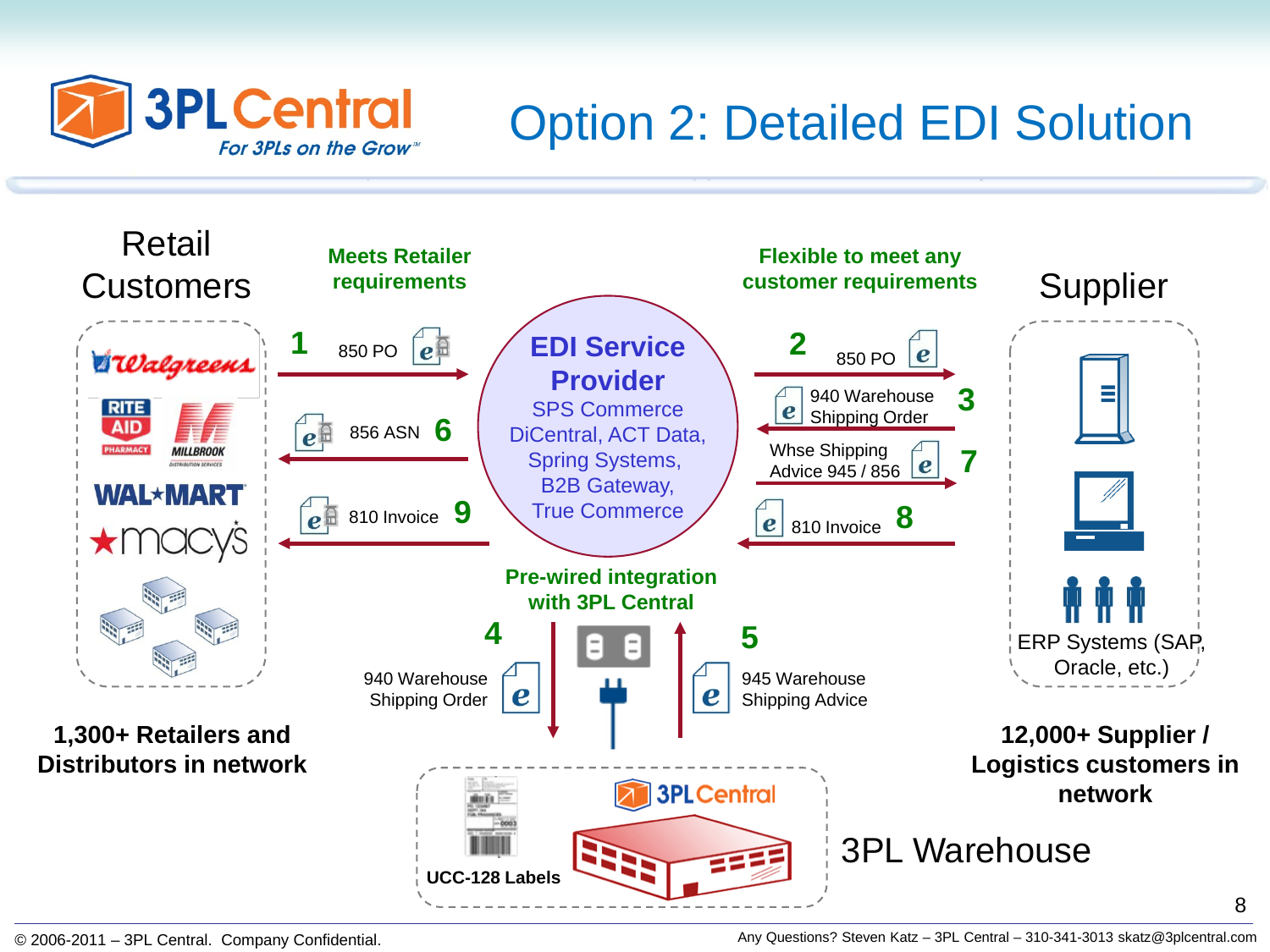# Option 2: Detailed EDI Solution

## Retail Customers

Walgreens, Rite Aid Pharmacy, Millbrook Distribution Services, Wal-Mart, Macy's

**1,300+ Retailers and Distributors in network**

**Meets Retailer requirements**

1. 850 PO →
6. ← 856 ASN
9. ← 810 Invoice

## EDI Service Provider

SPS Commerce
DiCentral, ACT Data,
Spring Systems,
B2B Gateway,
True Commerce

**Flexible to meet any customer requirements**

2. 850 PO →
3. ← 940 Warehouse Shipping Order
7. Whse Shipping Advice 945 / 856 →
8. ← 810 Invoice

## Supplier

ERP Systems (SAP, Oracle, etc.)

**12,000+ Supplier / Logistics customers in network**

**Pre-wired integration with 3PL Central**

4. 940 Warehouse Shipping Order ↓
5. 945 Warehouse Shipping Advice ↑

## 3PL Warehouse

**UCC-128 Labels**

© 2006-2011 – 3PL Central. Company Confidential.

Any Questions? Steven Katz – 3PL Central – 310-341-3013 skatz@3plcentral.com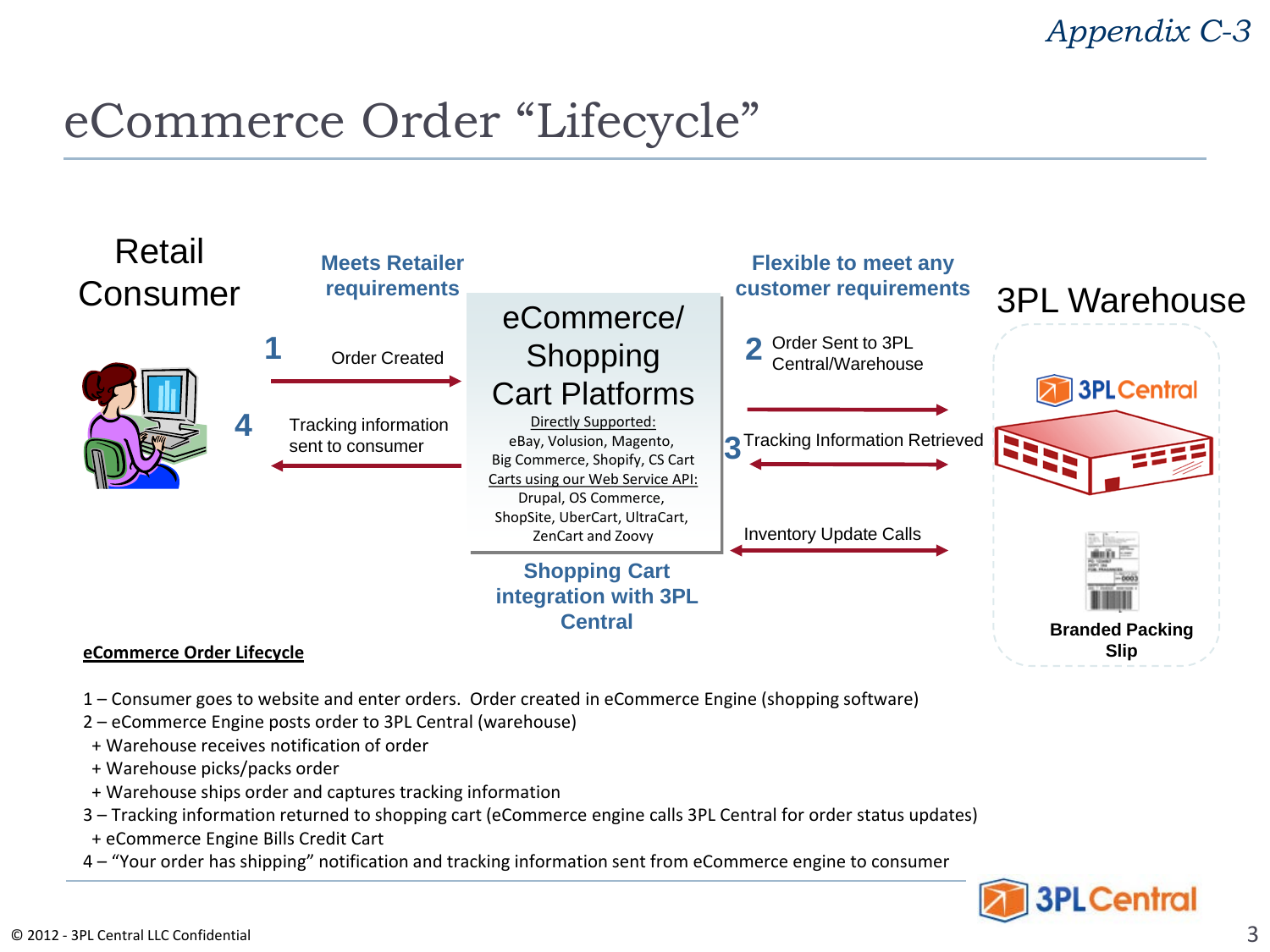*Appendix C-3*

# eCommerce Order “Lifecycle”

**Retail Consumer**

**Meets Retailer requirements**

1 Order Created

4 Tracking information sent to consumer

**eCommerce/ Shopping Cart Platforms**

Directly Supported:
eBay, Volusion, Magento, Big Commerce, Shopify, CS Cart

Carts using our Web Service API:
Drupal, OS Commerce, ShopSite, UberCart, UltraCart, ZenCart and Zoovy

**Shopping Cart integration with 3PL Central**

**Flexible to meet any customer requirements**

2 Order Sent to 3PL Central/Warehouse

3 Tracking Information Retrieved

Inventory Update Calls

**3PL Warehouse**

3PL Central

**Branded Packing Slip**

**eCommerce Order Lifecycle**

1 – Consumer goes to website and enter orders. Order created in eCommerce Engine (shopping software)
2 – eCommerce Engine posts order to 3PL Central (warehouse)
 + Warehouse receives notification of order
 + Warehouse picks/packs order
 + Warehouse ships order and captures tracking information
3 – Tracking information returned to shopping cart (eCommerce engine calls 3PL Central for order status updates)
 + eCommerce Engine Bills Credit Cart
4 – “Your order has shipping” notification and tracking information sent from eCommerce engine to consumer

© 2012 - 3PL Central LLC Confidential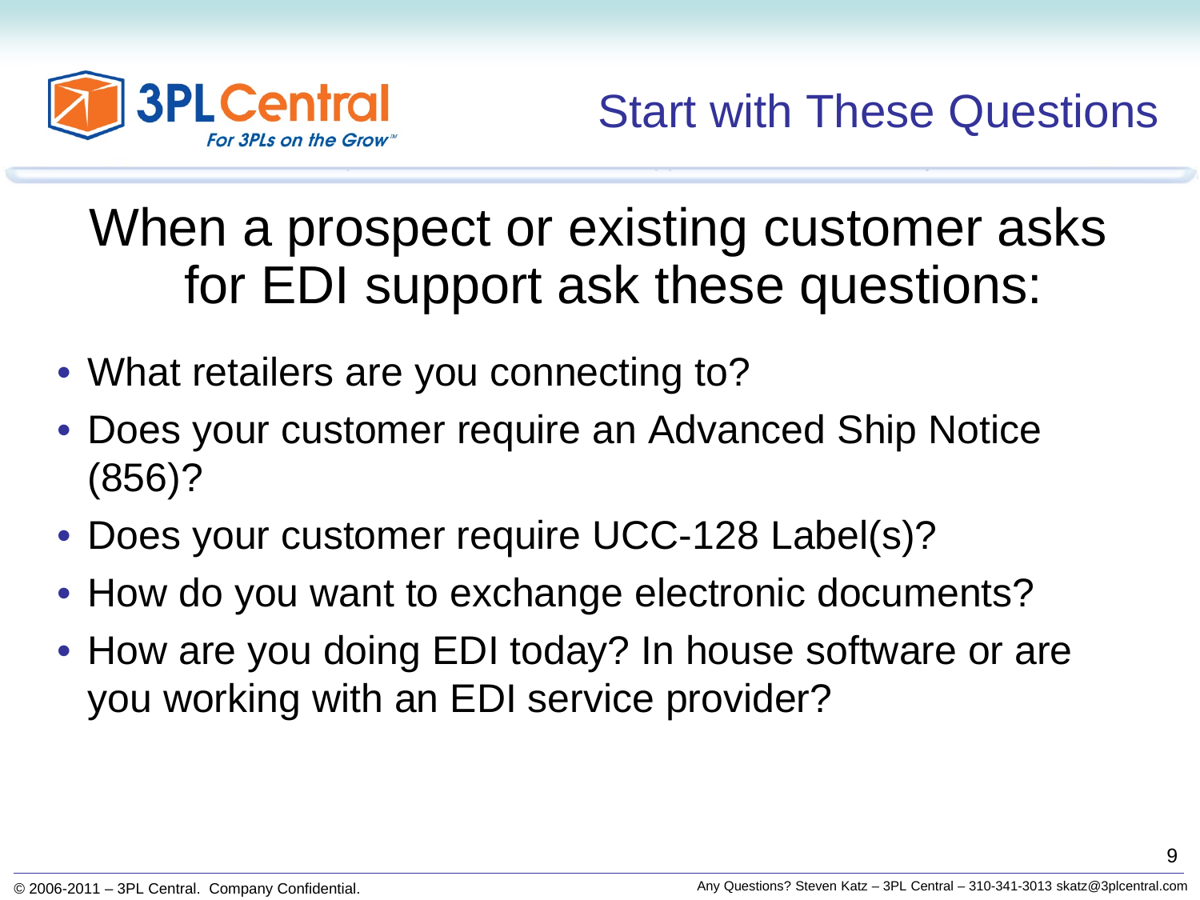# Start with These Questions

## When a prospect or existing customer asks for EDI support ask these questions:

- What retailers are you connecting to?
- Does your customer require an Advanced Ship Notice (856)?
- Does your customer require UCC-128 Label(s)?
- How do you want to exchange electronic documents?
- How are you doing EDI today? In house software or are you working with an EDI service provider?